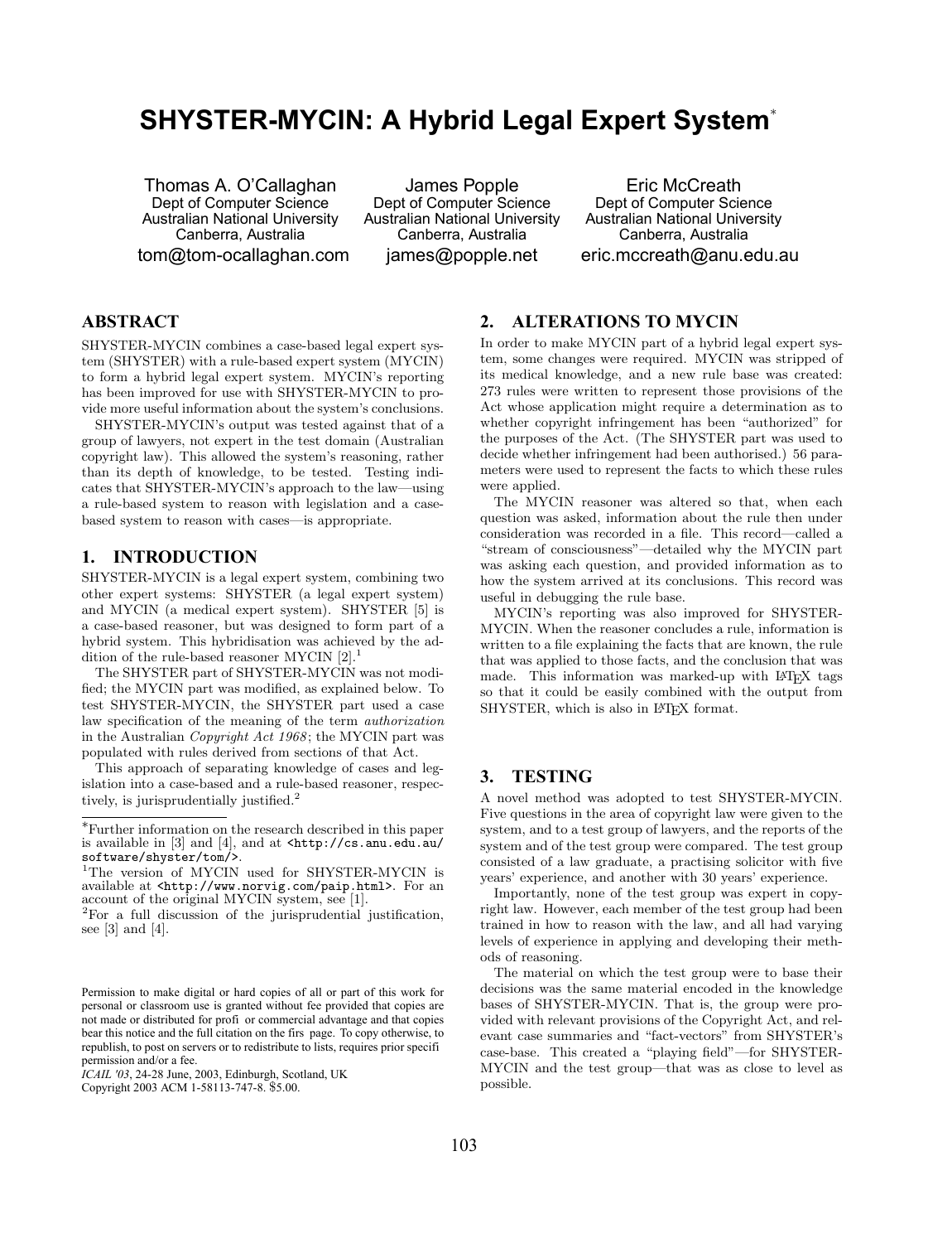# SHYSTER-MYCIN: A Hybrid Legal Expert System*

Thomas A. O'Callaghan
Dept of Computer Science
Australian National University
Canberra, Australia
tom@tom-ocallaghan.com

James Popple
Dept of Computer Science
Australian National University
Canberra, Australia
james@popple.net

Eric McCreath
Dept of Computer Science
Australian National University
Canberra, Australia
eric.mccreath@anu.edu.au

## ABSTRACT

SHYSTER-MYCIN combines a case-based legal expert system (SHYSTER) with a rule-based expert system (MYCIN) to form a hybrid legal expert system. MYCIN's reporting has been improved for use with SHYSTER-MYCIN to provide more useful information about the system's conclusions.

SHYSTER-MYCIN's output was tested against that of a group of lawyers, not expert in the test domain (Australian copyright law). This allowed the system's reasoning, rather than its depth of knowledge, to be tested. Testing indicates that SHYSTER-MYCIN's approach to the law—using a rule-based system to reason with legislation and a case-based system to reason with cases—is appropriate.

## 1. INTRODUCTION

SHYSTER-MYCIN is a legal expert system, combining two other expert systems: SHYSTER (a legal expert system) and MYCIN (a medical expert system). SHYSTER [5] is a case-based reasoner, but was designed to form part of a hybrid system. This hybridisation was achieved by the addition of the rule-based reasoner MYCIN [2].[1]

The SHYSTER part of SHYSTER-MYCIN was not modified; the MYCIN part was modified, as explained below. To test SHYSTER-MYCIN, the SHYSTER part used a case law specification of the meaning of the term *authorization* in the Australian *Copyright Act 1968*; the MYCIN part was populated with rules derived from sections of that Act.

This approach of separating knowledge of cases and legislation into a case-based and a rule-based reasoner, respectively, is jurisprudentially justified.[2]

*Further information on the research described in this paper is available in [3] and [4], and at <http://cs.anu.edu.au/software/shyster/tom/>.

[1]The version of MYCIN used for SHYSTER-MYCIN is available at <http://www.norvig.com/paip.html>. For an account of the original MYCIN system, see [1].

[2]For a full discussion of the jurisprudential justification, see [3] and [4].

Permission to make digital or hard copies of all or part of this work for personal or classroom use is granted without fee provided that copies are not made or distributed for profi or commercial advantage and that copies bear this notice and the full citation on the firs page. To copy otherwise, to republish, to post on servers or to redistribute to lists, requires prior specifi permission and/or a fee.
*ICAIL '03*, 24-28 June, 2003, Edinburgh, Scotland, UK
Copyright 2003 ACM 1-58113-747-8. $5.00.

## 2. ALTERATIONS TO MYCIN

In order to make MYCIN part of a hybrid legal expert system, some changes were required. MYCIN was stripped of its medical knowledge, and a new rule base was created: 273 rules were written to represent those provisions of the Act whose application might require a determination as to whether copyright infringement has been "authorized" for the purposes of the Act. (The SHYSTER part was used to decide whether infringement had been authorised.) 56 parameters were used to represent the facts to which these rules were applied.

The MYCIN reasoner was altered so that, when each question was asked, information about the rule then under consideration was recorded in a file. This record—called a "stream of consciousness"—detailed why the MYCIN part was asking each question, and provided information as to how the system arrived at its conclusions. This record was useful in debugging the rule base.

MYCIN's reporting was also improved for SHYSTER-MYCIN. When the reasoner concludes a rule, information is written to a file explaining the facts that are known, the rule that was applied to those facts, and the conclusion that was made. This information was marked-up with LaTeX tags so that it could be easily combined with the output from SHYSTER, which is also in LaTeX format.

## 3. TESTING

A novel method was adopted to test SHYSTER-MYCIN. Five questions in the area of copyright law were given to the system, and to a test group of lawyers, and the reports of the system and of the test group were compared. The test group consisted of a law graduate, a practising solicitor with five years' experience, and another with 30 years' experience.

Importantly, none of the test group was expert in copyright law. However, each member of the test group had been trained in how to reason with the law, and all had varying levels of experience in applying and developing their methods of reasoning.

The material on which the test group were to base their decisions was the same material encoded in the knowledge bases of SHYSTER-MYCIN. That is, the group were provided with relevant provisions of the Copyright Act, and relevant case summaries and "fact-vectors" from SHYSTER's case-base. This created a "playing field"—for SHYSTER-MYCIN and the test group—that was as close to level as possible.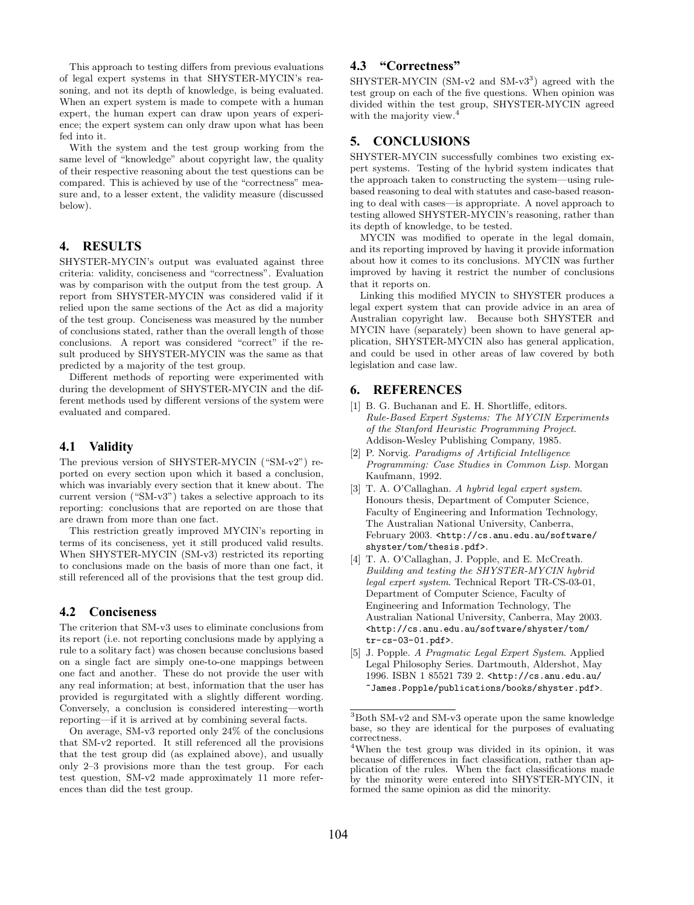This approach to testing differs from previous evaluations of legal expert systems in that SHYSTER-MYCIN's reasoning, and not its depth of knowledge, is being evaluated. When an expert system is made to compete with a human expert, the human expert can draw upon years of experience; the expert system can only draw upon what has been fed into it.

With the system and the test group working from the same level of "knowledge" about copyright law, the quality of their respective reasoning about the test questions can be compared. This is achieved by use of the "correctness" measure and, to a lesser extent, the validity measure (discussed below).

## 4. RESULTS

SHYSTER-MYCIN's output was evaluated against three criteria: validity, conciseness and "correctness". Evaluation was by comparison with the output from the test group. A report from SHYSTER-MYCIN was considered valid if it relied upon the same sections of the Act as did a majority of the test group. Conciseness was measured by the number of conclusions stated, rather than the overall length of those conclusions. A report was considered "correct" if the result produced by SHYSTER-MYCIN was the same as that predicted by a majority of the test group.

Different methods of reporting were experimented with during the development of SHYSTER-MYCIN and the different methods used by different versions of the system were evaluated and compared.

### 4.1 Validity

The previous version of SHYSTER-MYCIN ("SM-v2") reported on every section upon which it based a conclusion, which was invariably every section that it knew about. The current version ("SM-v3") takes a selective approach to its reporting: conclusions that are reported on are those that are drawn from more than one fact.

This restriction greatly improved MYCIN's reporting in terms of its conciseness, yet it still produced valid results. When SHYSTER-MYCIN (SM-v3) restricted its reporting to conclusions made on the basis of more than one fact, it still referenced all of the provisions that the test group did.

### 4.2 Conciseness

The criterion that SM-v3 uses to eliminate conclusions from its report (i.e. not reporting conclusions made by applying a rule to a solitary fact) was chosen because conclusions based on a single fact are simply one-to-one mappings between one fact and another. These do not provide the user with any real information; at best, information that the user has provided is regurgitated with a slightly different wording. Conversely, a conclusion is considered interesting—worth reporting—if it is arrived at by combining several facts.

On average, SM-v3 reported only 24% of the conclusions that SM-v2 reported. It still referenced all the provisions that the test group did (as explained above), and usually only 2–3 provisions more than the test group. For each test question, SM-v2 made approximately 11 more references than did the test group.

### 4.3 "Correctness"

SHYSTER-MYCIN (SM-v2 and SM-v3[3]) agreed with the test group on each of the five questions. When opinion was divided within the test group, SHYSTER-MYCIN agreed with the majority view.[4]

## 5. CONCLUSIONS

SHYSTER-MYCIN successfully combines two existing expert systems. Testing of the hybrid system indicates that the approach taken to constructing the system—using rule-based reasoning to deal with statutes and case-based reasoning to deal with cases—is appropriate. A novel approach to testing allowed SHYSTER-MYCIN's reasoning, rather than its depth of knowledge, to be tested.

MYCIN was modified to operate in the legal domain, and its reporting improved by having it provide information about how it comes to its conclusions. MYCIN was further improved by having it restrict the number of conclusions that it reports on.

Linking this modified MYCIN to SHYSTER produces a legal expert system that can provide advice in an area of Australian copyright law. Because both SHYSTER and MYCIN have (separately) been shown to have general application, SHYSTER-MYCIN also has general application, and could be used in other areas of law covered by both legislation and case law.

## 6. REFERENCES

[1] B. G. Buchanan and E. H. Shortliffe, editors. *Rule-Based Expert Systems: The MYCIN Experiments of the Stanford Heuristic Programming Project*. Addison-Wesley Publishing Company, 1985.

[2] P. Norvig. *Paradigms of Artificial Intelligence Programming: Case Studies in Common Lisp*. Morgan Kaufmann, 1992.

[3] T. A. O'Callaghan. *A hybrid legal expert system*. Honours thesis, Department of Computer Science, Faculty of Engineering and Information Technology, The Australian National University, Canberra, February 2003. `<http://cs.anu.edu.au/software/shyster/tom/thesis.pdf>`.

[4] T. A. O'Callaghan, J. Popple, and E. McCreath. *Building and testing the SHYSTER-MYCIN hybrid legal expert system*. Technical Report TR-CS-03-01, Department of Computer Science, Faculty of Engineering and Information Technology, The Australian National University, Canberra, May 2003. `<http://cs.anu.edu.au/software/shyster/tom/tr-cs-03-01.pdf>`.

[5] J. Popple. *A Pragmatic Legal Expert System*. Applied Legal Philosophy Series. Dartmouth, Aldershot, May 1996. ISBN 1 85521 739 2. `<http://cs.anu.edu.au/~James.Popple/publications/books/shyster.pdf>`.

---

[3] Both SM-v2 and SM-v3 operate upon the same knowledge base, so they are identical for the purposes of evaluating correctness.

[4] When the test group was divided in its opinion, it was because of differences in fact classification, rather than application of the rules. When the fact classifications made by the minority were entered into SHYSTER-MYCIN, it formed the same opinion as did the minority.